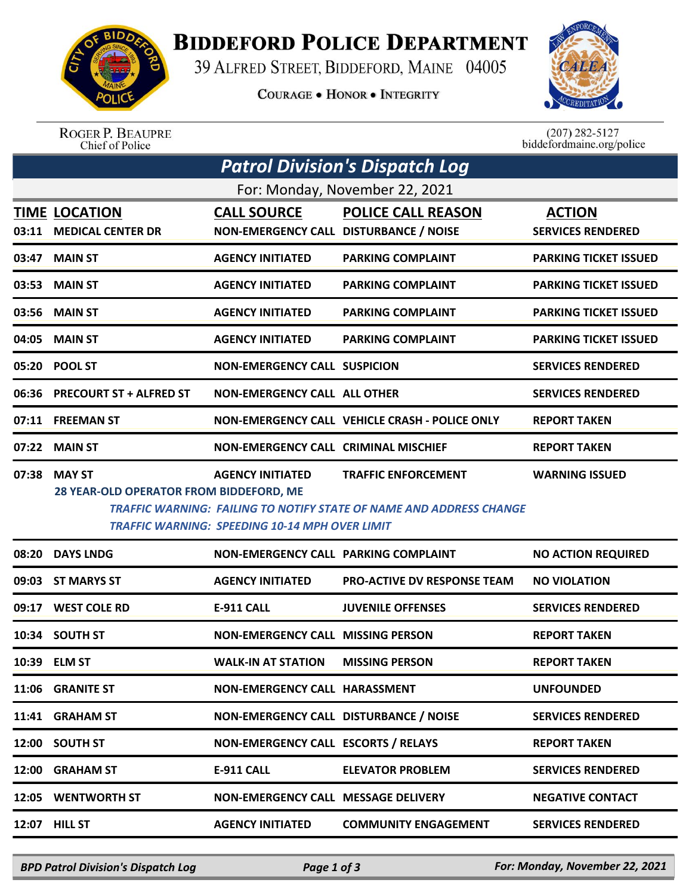# Biddeford Police Department

39 Alfred Street, Biddeford, Maine 04005

Courage • Honor • Integrity

Roger P. Beaupre
Chief of Police

(207) 282-5127
biddefordmaine.org/police

## *Patrol Division's Dispatch Log*

For: Monday, November 22, 2021

| TIME | LOCATION | CALL SOURCE | POLICE CALL REASON | ACTION |
|---|---|---|---|---|
| 03:11 | MEDICAL CENTER DR | NON-EMERGENCY CALL | DISTURBANCE / NOISE | SERVICES RENDERED |
| 03:47 | MAIN ST | AGENCY INITIATED | PARKING COMPLAINT | PARKING TICKET ISSUED |
| 03:53 | MAIN ST | AGENCY INITIATED | PARKING COMPLAINT | PARKING TICKET ISSUED |
| 03:56 | MAIN ST | AGENCY INITIATED | PARKING COMPLAINT | PARKING TICKET ISSUED |
| 04:05 | MAIN ST | AGENCY INITIATED | PARKING COMPLAINT | PARKING TICKET ISSUED |
| 05:20 | POOL ST | NON-EMERGENCY CALL | SUSPICION | SERVICES RENDERED |
| 06:36 | PRECOURT ST + ALFRED ST | NON-EMERGENCY CALL | ALL OTHER | SERVICES RENDERED |
| 07:11 | FREEMAN ST | NON-EMERGENCY CALL | VEHICLE CRASH - POLICE ONLY | REPORT TAKEN |
| 07:22 | MAIN ST | NON-EMERGENCY CALL | CRIMINAL MISCHIEF | REPORT TAKEN |
| 07:38 | MAY ST<br>28 YEAR-OLD OPERATOR FROM BIDDEFORD, ME<br>*TRAFFIC WARNING: FAILING TO NOTIFY STATE OF NAME AND ADDRESS CHANGE*<br>*TRAFFIC WARNING: SPEEDING 10-14 MPH OVER LIMIT* | AGENCY INITIATED | TRAFFIC ENFORCEMENT | WARNING ISSUED |
| 08:20 | DAYS LNDG | NON-EMERGENCY CALL | PARKING COMPLAINT | NO ACTION REQUIRED |
| 09:03 | ST MARYS ST | AGENCY INITIATED | PRO-ACTIVE DV RESPONSE TEAM | NO VIOLATION |
| 09:17 | WEST COLE RD | E-911 CALL | JUVENILE OFFENSES | SERVICES RENDERED |
| 10:34 | SOUTH ST | NON-EMERGENCY CALL | MISSING PERSON | REPORT TAKEN |
| 10:39 | ELM ST | WALK-IN AT STATION | MISSING PERSON | REPORT TAKEN |
| 11:06 | GRANITE ST | NON-EMERGENCY CALL | HARASSMENT | UNFOUNDED |
| 11:41 | GRAHAM ST | NON-EMERGENCY CALL | DISTURBANCE / NOISE | SERVICES RENDERED |
| 12:00 | SOUTH ST | NON-EMERGENCY CALL | ESCORTS / RELAYS | REPORT TAKEN |
| 12:00 | GRAHAM ST | E-911 CALL | ELEVATOR PROBLEM | SERVICES RENDERED |
| 12:05 | WENTWORTH ST | NON-EMERGENCY CALL | MESSAGE DELIVERY | NEGATIVE CONTACT |
| 12:07 | HILL ST | AGENCY INITIATED | COMMUNITY ENGAGEMENT | SERVICES RENDERED |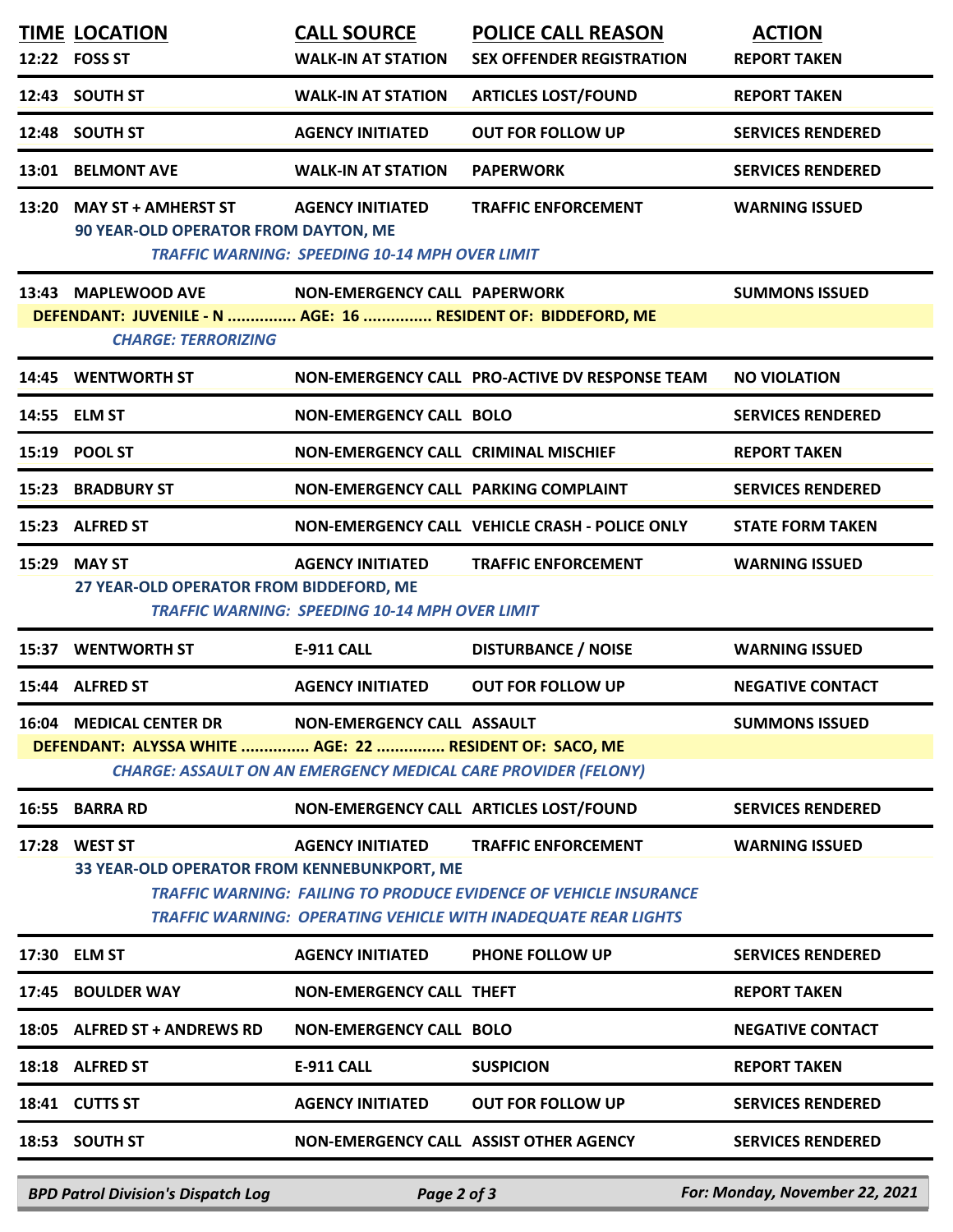| TIME | LOCATION | CALL SOURCE | POLICE CALL REASON | ACTION |
|---|---|---|---|---|
| 12:22 | FOSS ST | WALK-IN AT STATION | SEX OFFENDER REGISTRATION | REPORT TAKEN |
| 12:43 | SOUTH ST | WALK-IN AT STATION | ARTICLES LOST/FOUND | REPORT TAKEN |
| 12:48 | SOUTH ST | AGENCY INITIATED | OUT FOR FOLLOW UP | SERVICES RENDERED |
| 13:01 | BELMONT AVE | WALK-IN AT STATION | PAPERWORK | SERVICES RENDERED |
| 13:20 | MAY ST + AMHERST ST | AGENCY INITIATED | TRAFFIC ENFORCEMENT | WARNING ISSUED |
| | 90 YEAR-OLD OPERATOR FROM DAYTON, ME<br>*TRAFFIC WARNING: SPEEDING 10-14 MPH OVER LIMIT* | | | |
| 13:43 | MAPLEWOOD AVE | NON-EMERGENCY CALL | PAPERWORK | SUMMONS ISSUED |
| | DEFENDANT: JUVENILE - N ............... AGE: 16 ............... RESIDENT OF: BIDDEFORD, ME<br>*CHARGE: TERRORIZING* | | | |
| 14:45 | WENTWORTH ST | NON-EMERGENCY CALL | PRO-ACTIVE DV RESPONSE TEAM | NO VIOLATION |
| 14:55 | ELM ST | NON-EMERGENCY CALL | BOLO | SERVICES RENDERED |
| 15:19 | POOL ST | NON-EMERGENCY CALL | CRIMINAL MISCHIEF | REPORT TAKEN |
| 15:23 | BRADBURY ST | NON-EMERGENCY CALL | PARKING COMPLAINT | SERVICES RENDERED |
| 15:23 | ALFRED ST | NON-EMERGENCY CALL | VEHICLE CRASH - POLICE ONLY | STATE FORM TAKEN |
| 15:29 | MAY ST | AGENCY INITIATED | TRAFFIC ENFORCEMENT | WARNING ISSUED |
| | 27 YEAR-OLD OPERATOR FROM BIDDEFORD, ME<br>*TRAFFIC WARNING: SPEEDING 10-14 MPH OVER LIMIT* | | | |
| 15:37 | WENTWORTH ST | E-911 CALL | DISTURBANCE / NOISE | WARNING ISSUED |
| 15:44 | ALFRED ST | AGENCY INITIATED | OUT FOR FOLLOW UP | NEGATIVE CONTACT |
| 16:04 | MEDICAL CENTER DR | NON-EMERGENCY CALL | ASSAULT | SUMMONS ISSUED |
| | DEFENDANT: ALYSSA WHITE ............... AGE: 22 ............... RESIDENT OF: SACO, ME<br>*CHARGE: ASSAULT ON AN EMERGENCY MEDICAL CARE PROVIDER (FELONY)* | | | |
| 16:55 | BARRA RD | NON-EMERGENCY CALL | ARTICLES LOST/FOUND | SERVICES RENDERED |
| 17:28 | WEST ST | AGENCY INITIATED | TRAFFIC ENFORCEMENT | WARNING ISSUED |
| | 33 YEAR-OLD OPERATOR FROM KENNEBUNKPORT, ME<br>*TRAFFIC WARNING: FAILING TO PRODUCE EVIDENCE OF VEHICLE INSURANCE*<br>*TRAFFIC WARNING: OPERATING VEHICLE WITH INADEQUATE REAR LIGHTS* | | | |
| 17:30 | ELM ST | AGENCY INITIATED | PHONE FOLLOW UP | SERVICES RENDERED |
| 17:45 | BOULDER WAY | NON-EMERGENCY CALL | THEFT | REPORT TAKEN |
| 18:05 | ALFRED ST + ANDREWS RD | NON-EMERGENCY CALL | BOLO | NEGATIVE CONTACT |
| 18:18 | ALFRED ST | E-911 CALL | SUSPICION | REPORT TAKEN |
| 18:41 | CUTTS ST | AGENCY INITIATED | OUT FOR FOLLOW UP | SERVICES RENDERED |
| 18:53 | SOUTH ST | NON-EMERGENCY CALL | ASSIST OTHER AGENCY | SERVICES RENDERED |

*BPD Patrol Division's Dispatch Log* — *For: Monday, November 22, 2021*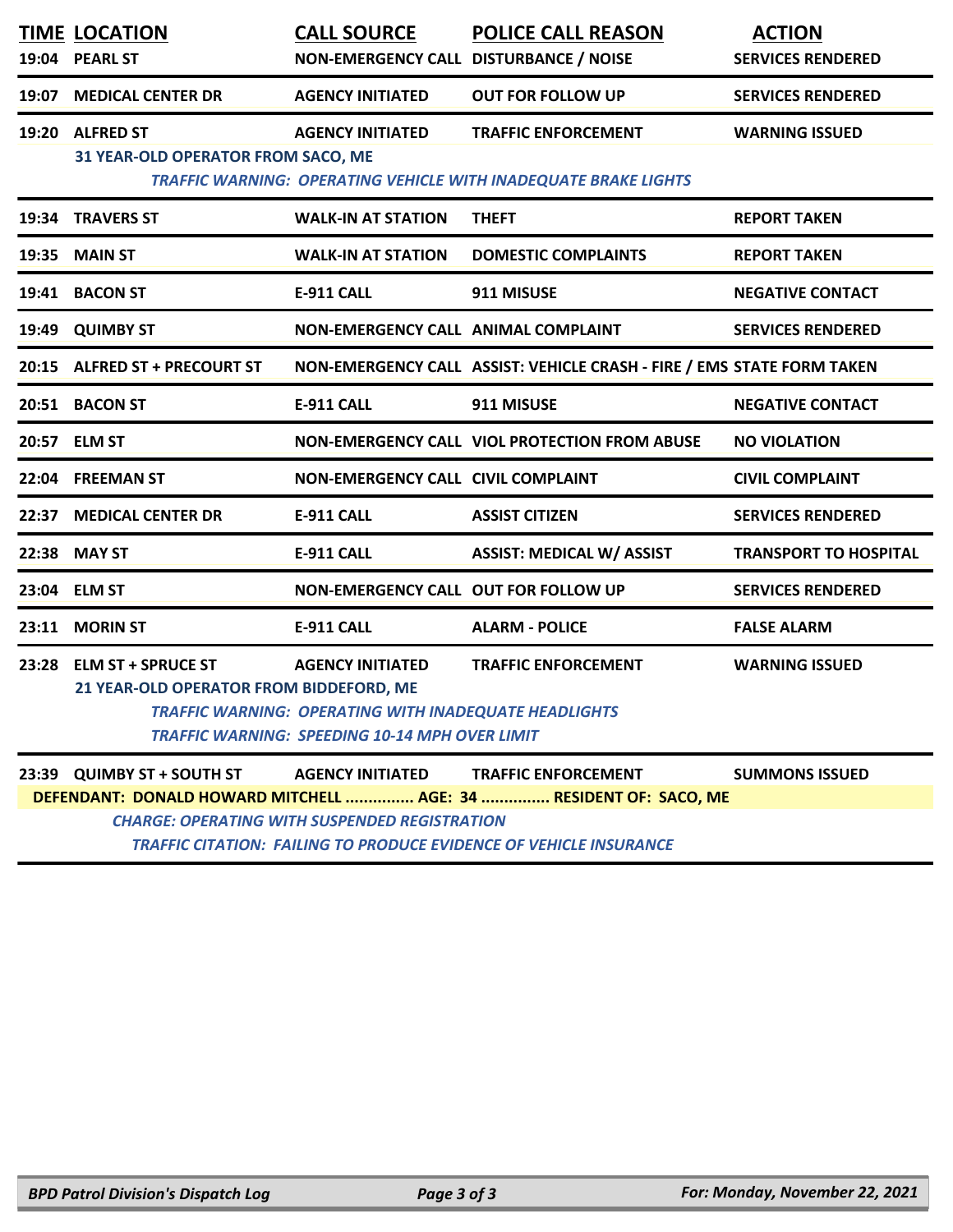| TIME | LOCATION | CALL SOURCE | POLICE CALL REASON | ACTION |
| --- | --- | --- | --- | --- |
| 19:04 | PEARL ST | NON-EMERGENCY CALL | DISTURBANCE / NOISE | SERVICES RENDERED |
| 19:07 | MEDICAL CENTER DR | AGENCY INITIATED | OUT FOR FOLLOW UP | SERVICES RENDERED |
| 19:20 | ALFRED ST | AGENCY INITIATED | TRAFFIC ENFORCEMENT | WARNING ISSUED |
| | 31 YEAR-OLD OPERATOR FROM SACO, ME | | | |
| | *TRAFFIC WARNING: OPERATING VEHICLE WITH INADEQUATE BRAKE LIGHTS* | | | |
| 19:34 | TRAVERS ST | WALK-IN AT STATION | THEFT | REPORT TAKEN |
| 19:35 | MAIN ST | WALK-IN AT STATION | DOMESTIC COMPLAINTS | REPORT TAKEN |
| 19:41 | BACON ST | E-911 CALL | 911 MISUSE | NEGATIVE CONTACT |
| 19:49 | QUIMBY ST | NON-EMERGENCY CALL | ANIMAL COMPLAINT | SERVICES RENDERED |
| 20:15 | ALFRED ST + PRECOURT ST | NON-EMERGENCY CALL | ASSIST: VEHICLE CRASH - FIRE / EMS | STATE FORM TAKEN |
| 20:51 | BACON ST | E-911 CALL | 911 MISUSE | NEGATIVE CONTACT |
| 20:57 | ELM ST | NON-EMERGENCY CALL | VIOL PROTECTION FROM ABUSE | NO VIOLATION |
| 22:04 | FREEMAN ST | NON-EMERGENCY CALL | CIVIL COMPLAINT | CIVIL COMPLAINT |
| 22:37 | MEDICAL CENTER DR | E-911 CALL | ASSIST CITIZEN | SERVICES RENDERED |
| 22:38 | MAY ST | E-911 CALL | ASSIST: MEDICAL W/ ASSIST | TRANSPORT TO HOSPITAL |
| 23:04 | ELM ST | NON-EMERGENCY CALL | OUT FOR FOLLOW UP | SERVICES RENDERED |
| 23:11 | MORIN ST | E-911 CALL | ALARM - POLICE | FALSE ALARM |
| 23:28 | ELM ST + SPRUCE ST | AGENCY INITIATED | TRAFFIC ENFORCEMENT | WARNING ISSUED |
| | 21 YEAR-OLD OPERATOR FROM BIDDEFORD, ME | | | |
| | *TRAFFIC WARNING: OPERATING WITH INADEQUATE HEADLIGHTS* | | | |
| | *TRAFFIC WARNING: SPEEDING 10-14 MPH OVER LIMIT* | | | |
| 23:39 | QUIMBY ST + SOUTH ST | AGENCY INITIATED | TRAFFIC ENFORCEMENT | SUMMONS ISSUED |
| | DEFENDANT: DONALD HOWARD MITCHELL ............... AGE: 34 ............... RESIDENT OF: SACO, ME | | | |
| | *CHARGE: OPERATING WITH SUSPENDED REGISTRATION* | | | |
| | *TRAFFIC CITATION: FAILING TO PRODUCE EVIDENCE OF VEHICLE INSURANCE* | | | |